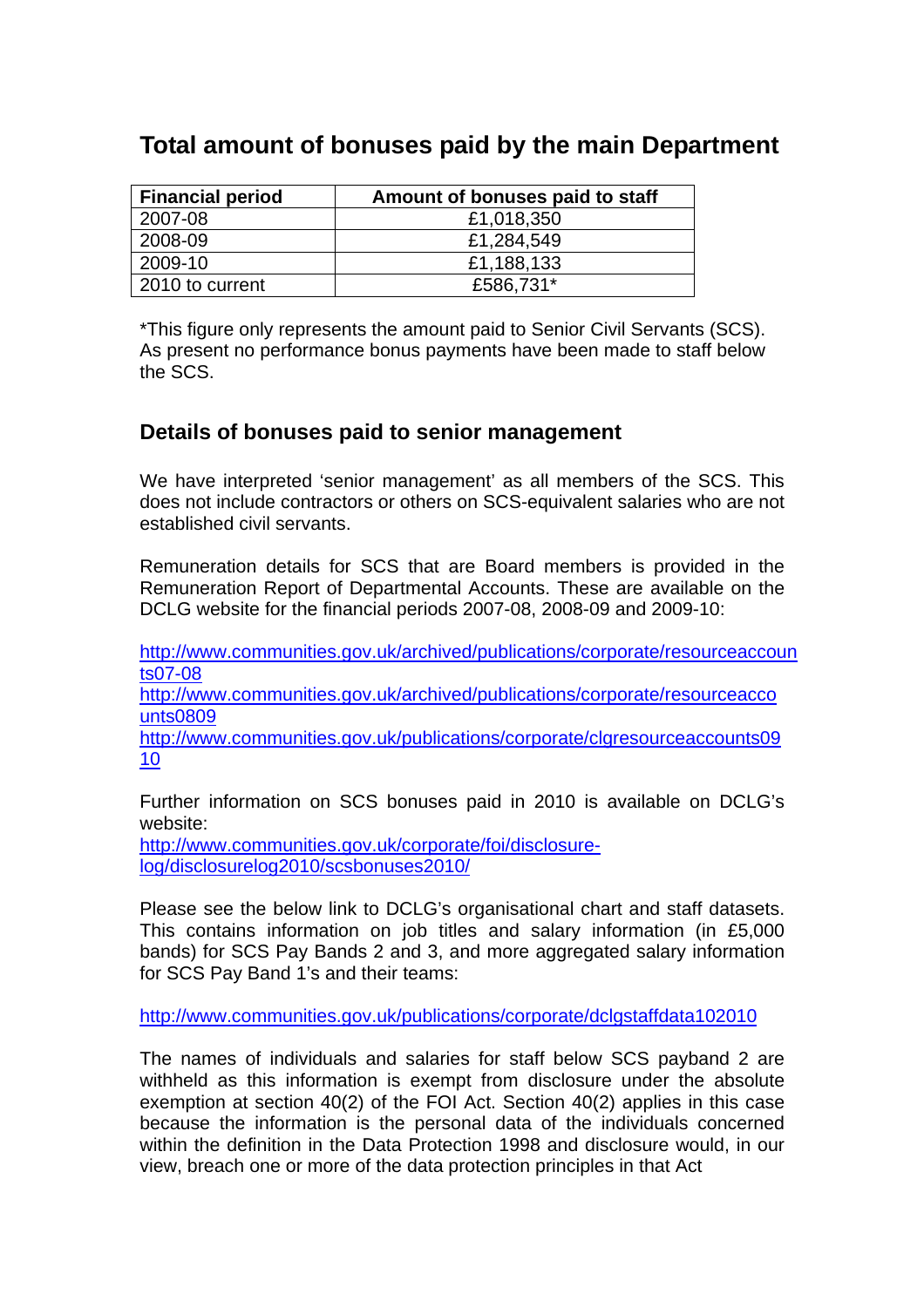## Total amount of bonuses paid by the main Department

| Financial period | Amount of bonuses paid to staff |
|---|---|
| 2007-08 | £1,018,350 |
| 2008-09 | £1,284,549 |
| 2009-10 | £1,188,133 |
| 2010 to current | £586,731* |

*This figure only represents the amount paid to Senior Civil Servants (SCS). As present no performance bonus payments have been made to staff below the SCS.

### Details of bonuses paid to senior management

We have interpreted 'senior management' as all members of the SCS. This does not include contractors or others on SCS-equivalent salaries who are not established civil servants.

Remuneration details for SCS that are Board members is provided in the Remuneration Report of Departmental Accounts. These are available on the DCLG website for the financial periods 2007-08, 2008-09 and 2009-10:

http://www.communities.gov.uk/archived/publications/corporate/resourceaccounts07-08
http://www.communities.gov.uk/archived/publications/corporate/resourceaccounts0809
http://www.communities.gov.uk/publications/corporate/clgresourceaccounts0910

Further information on SCS bonuses paid in 2010 is available on DCLG's website:
http://www.communities.gov.uk/corporate/foi/disclosure-log/disclosurelog2010/scsbonuses2010/

Please see the below link to DCLG's organisational chart and staff datasets. This contains information on job titles and salary information (in £5,000 bands) for SCS Pay Bands 2 and 3, and more aggregated salary information for SCS Pay Band 1's and their teams:

http://www.communities.gov.uk/publications/corporate/dclgstaffdata102010

The names of individuals and salaries for staff below SCS payband 2 are withheld as this information is exempt from disclosure under the absolute exemption at section 40(2) of the FOI Act. Section 40(2) applies in this case because the information is the personal data of the individuals concerned within the definition in the Data Protection 1998 and disclosure would, in our view, breach one or more of the data protection principles in that Act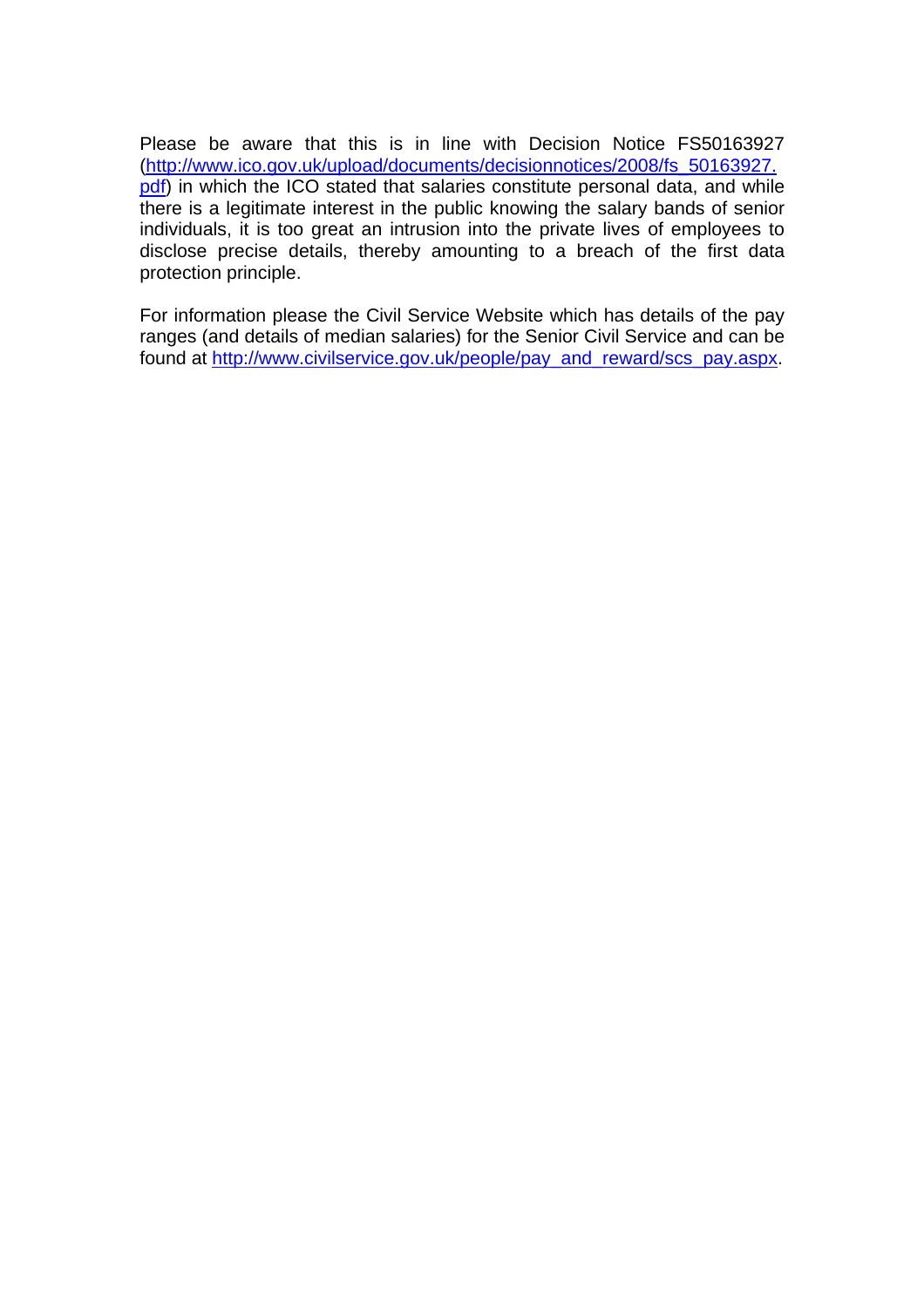Please be aware that this is in line with Decision Notice FS50163927 (http://www.ico.gov.uk/upload/documents/decisionnotices/2008/fs_50163927.pdf) in which the ICO stated that salaries constitute personal data, and while there is a legitimate interest in the public knowing the salary bands of senior individuals, it is too great an intrusion into the private lives of employees to disclose precise details, thereby amounting to a breach of the first data protection principle.

For information please the Civil Service Website which has details of the pay ranges (and details of median salaries) for the Senior Civil Service and can be found at http://www.civilservice.gov.uk/people/pay_and_reward/scs_pay.aspx.